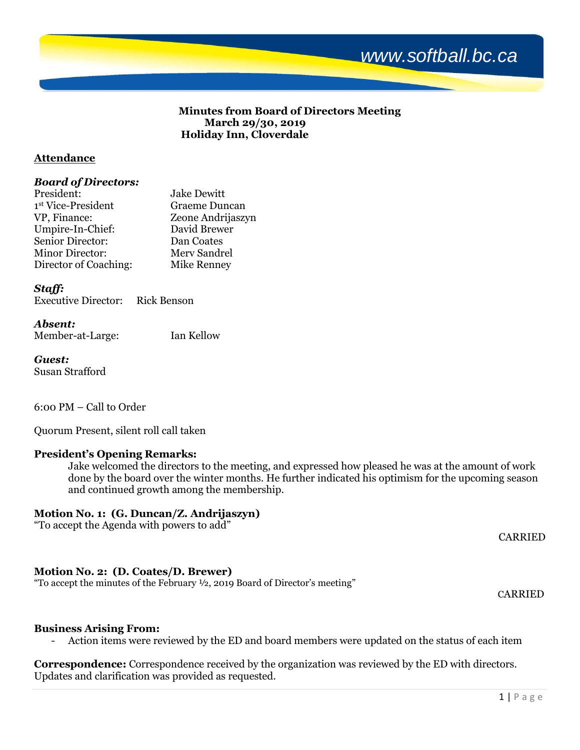www.softball.bc.ca

**Minutes from Board of Directors Meeting**
**March 29/30, 2019**
**Holiday Inn, Cloverdale**

## Attendance

***Board of Directors:***

| | |
|---|---|
| President: | Jake Dewitt |
| 1st Vice-President | Graeme Duncan |
| VP, Finance: | Zeone Andrijaszyn |
| Umpire-In-Chief: | David Brewer |
| Senior Director: | Dan Coates |
| Minor Director: | Merv Sandrel |
| Director of Coaching: | Mike Renney |

***Staff:***
Executive Director: Rick Benson

***Absent:***
Member-at-Large: Ian Kellow

***Guest:***
Susan Strafford

6:00 PM – Call to Order

Quorum Present, silent roll call taken

**President's Opening Remarks:**

Jake welcomed the directors to the meeting, and expressed how pleased he was at the amount of work done by the board over the winter months. He further indicated his optimism for the upcoming season and continued growth among the membership.

**Motion No. 1: (G. Duncan/Z. Andrijaszyn)**
"To accept the Agenda with powers to add"

CARRIED

**Motion No. 2: (D. Coates/D. Brewer)**
"To accept the minutes of the February ½, 2019 Board of Director's meeting"

CARRIED

**Business Arising From:**

- Action items were reviewed by the ED and board members were updated on the status of each item

**Correspondence:** Correspondence received by the organization was reviewed by the ED with directors. Updates and clarification was provided as requested.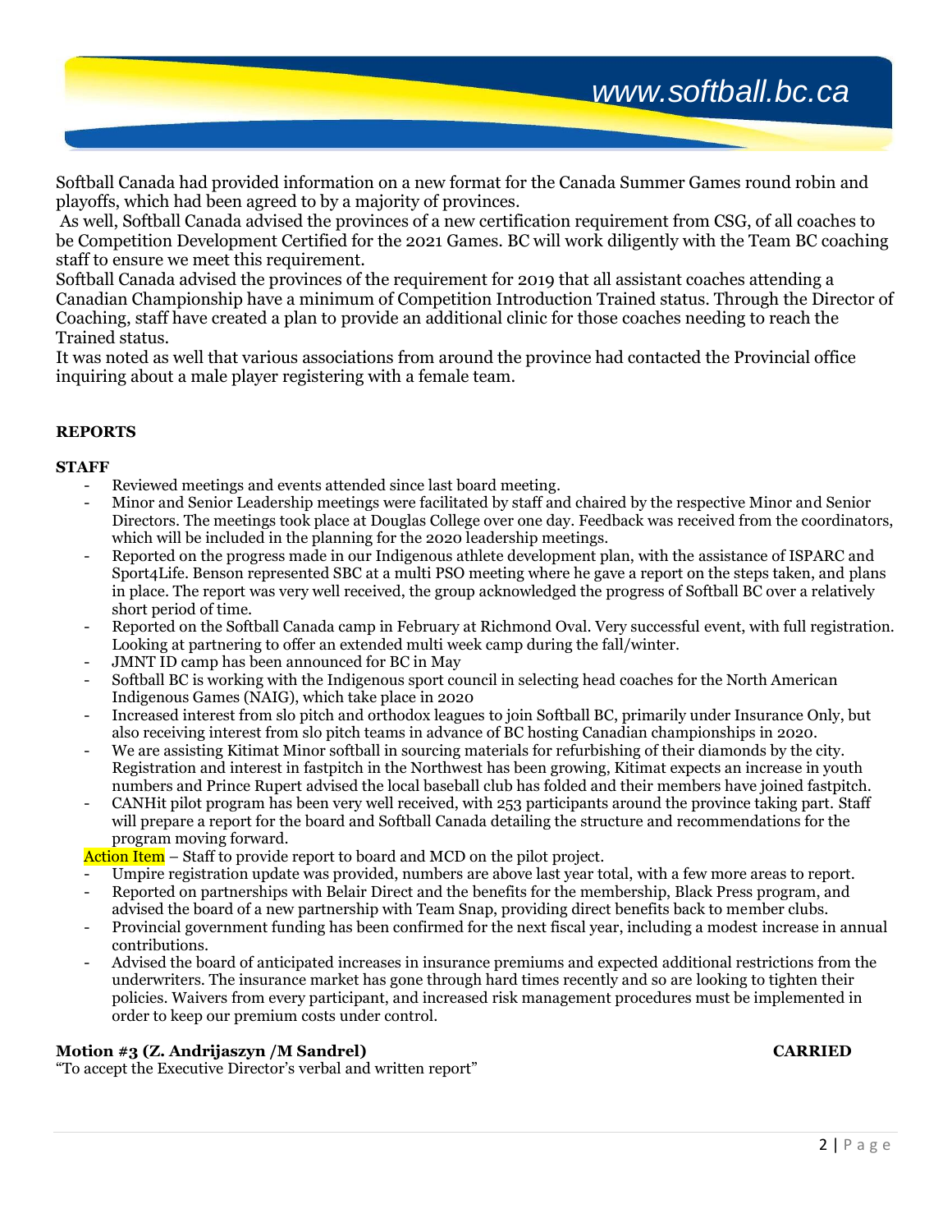Softball Canada had provided information on a new format for the Canada Summer Games round robin and playoffs, which had been agreed to by a majority of provinces.

As well, Softball Canada advised the provinces of a new certification requirement from CSG, of all coaches to be Competition Development Certified for the 2021 Games. BC will work diligently with the Team BC coaching staff to ensure we meet this requirement.

Softball Canada advised the provinces of the requirement for 2019 that all assistant coaches attending a Canadian Championship have a minimum of Competition Introduction Trained status. Through the Director of Coaching, staff have created a plan to provide an additional clinic for those coaches needing to reach the Trained status.

It was noted as well that various associations from around the province had contacted the Provincial office inquiring about a male player registering with a female team.

**REPORTS**

**STAFF**

- Reviewed meetings and events attended since last board meeting.
- Minor and Senior Leadership meetings were facilitated by staff and chaired by the respective Minor and Senior Directors. The meetings took place at Douglas College over one day. Feedback was received from the coordinators, which will be included in the planning for the 2020 leadership meetings.
- Reported on the progress made in our Indigenous athlete development plan, with the assistance of ISPARC and Sport4Life. Benson represented SBC at a multi PSO meeting where he gave a report on the steps taken, and plans in place. The report was very well received, the group acknowledged the progress of Softball BC over a relatively short period of time.
- Reported on the Softball Canada camp in February at Richmond Oval. Very successful event, with full registration. Looking at partnering to offer an extended multi week camp during the fall/winter.
- JMNT ID camp has been announced for BC in May
- Softball BC is working with the Indigenous sport council in selecting head coaches for the North American Indigenous Games (NAIG), which take place in 2020
- Increased interest from slo pitch and orthodox leagues to join Softball BC, primarily under Insurance Only, but also receiving interest from slo pitch teams in advance of BC hosting Canadian championships in 2020.
- We are assisting Kitimat Minor softball in sourcing materials for refurbishing of their diamonds by the city. Registration and interest in fastpitch in the Northwest has been growing, Kitimat expects an increase in youth numbers and Prince Rupert advised the local baseball club has folded and their members have joined fastpitch.
- CANHit pilot program has been very well received, with 253 participants around the province taking part. Staff will prepare a report for the board and Softball Canada detailing the structure and recommendations for the program moving forward.

Action Item – Staff to provide report to board and MCD on the pilot project.

- Umpire registration update was provided, numbers are above last year total, with a few more areas to report.
- Reported on partnerships with Belair Direct and the benefits for the membership, Black Press program, and advised the board of a new partnership with Team Snap, providing direct benefits back to member clubs.
- Provincial government funding has been confirmed for the next fiscal year, including a modest increase in annual contributions.
- Advised the board of anticipated increases in insurance premiums and expected additional restrictions from the underwriters. The insurance market has gone through hard times recently and so are looking to tighten their policies. Waivers from every participant, and increased risk management procedures must be implemented in order to keep our premium costs under control.

**Motion #3 (Z. Andrijaszyn /M Sandrel)** **CARRIED**

"To accept the Executive Director's verbal and written report"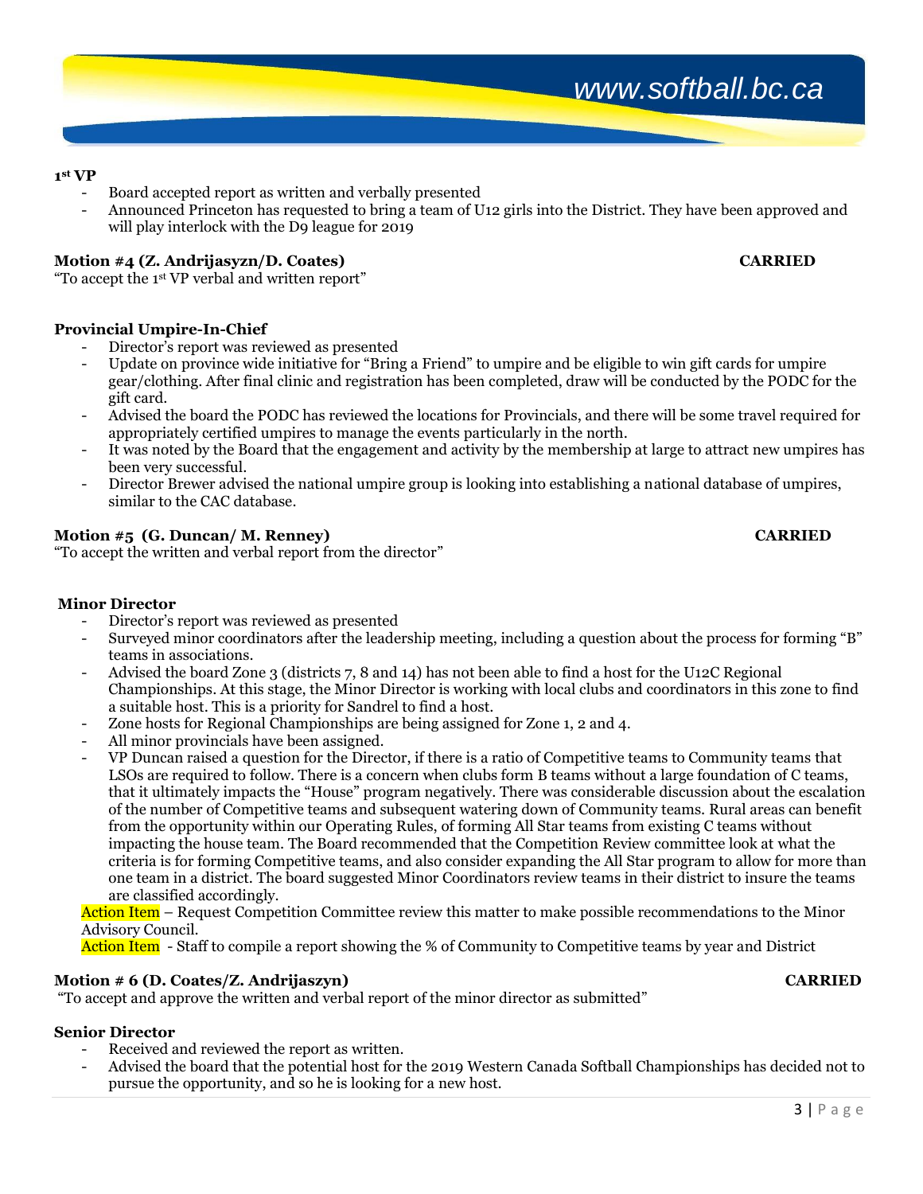**1st VP**

- Board accepted report as written and verbally presented
- Announced Princeton has requested to bring a team of U12 girls into the District. They have been approved and will play interlock with the D9 league for 2019

**Motion #4 (Z. Andrijasyzn/D. Coates)** **CARRIED**

"To accept the 1st VP verbal and written report"

**Provincial Umpire-In-Chief**

- Director's report was reviewed as presented
- Update on province wide initiative for "Bring a Friend" to umpire and be eligible to win gift cards for umpire gear/clothing. After final clinic and registration has been completed, draw will be conducted by the PODC for the gift card.
- Advised the board the PODC has reviewed the locations for Provincials, and there will be some travel required for appropriately certified umpires to manage the events particularly in the north.
- It was noted by the Board that the engagement and activity by the membership at large to attract new umpires has been very successful.
- Director Brewer advised the national umpire group is looking into establishing a national database of umpires, similar to the CAC database.

**Motion #5 (G. Duncan/ M. Renney)** **CARRIED**

"To accept the written and verbal report from the director"

**Minor Director**

- Director's report was reviewed as presented
- Surveyed minor coordinators after the leadership meeting, including a question about the process for forming "B" teams in associations.
- Advised the board Zone 3 (districts 7, 8 and 14) has not been able to find a host for the U12C Regional Championships. At this stage, the Minor Director is working with local clubs and coordinators in this zone to find a suitable host. This is a priority for Sandrel to find a host.
- Zone hosts for Regional Championships are being assigned for Zone 1, 2 and 4.
- All minor provincials have been assigned.
- VP Duncan raised a question for the Director, if there is a ratio of Competitive teams to Community teams that LSOs are required to follow. There is a concern when clubs form B teams without a large foundation of C teams, that it ultimately impacts the "House" program negatively. There was considerable discussion about the escalation of the number of Competitive teams and subsequent watering down of Community teams. Rural areas can benefit from the opportunity within our Operating Rules, of forming All Star teams from existing C teams without impacting the house team. The Board recommended that the Competition Review committee look at what the criteria is for forming Competitive teams, and also consider expanding the All Star program to allow for more than one team in a district. The board suggested Minor Coordinators review teams in their district to insure the teams are classified accordingly.

Action Item – Request Competition Committee review this matter to make possible recommendations to the Minor Advisory Council.

Action Item - Staff to compile a report showing the % of Community to Competitive teams by year and District

**Motion # 6 (D. Coates/Z. Andrijaszyn)** **CARRIED**

"To accept and approve the written and verbal report of the minor director as submitted"

**Senior Director**

- Received and reviewed the report as written.
- Advised the board that the potential host for the 2019 Western Canada Softball Championships has decided not to pursue the opportunity, and so he is looking for a new host.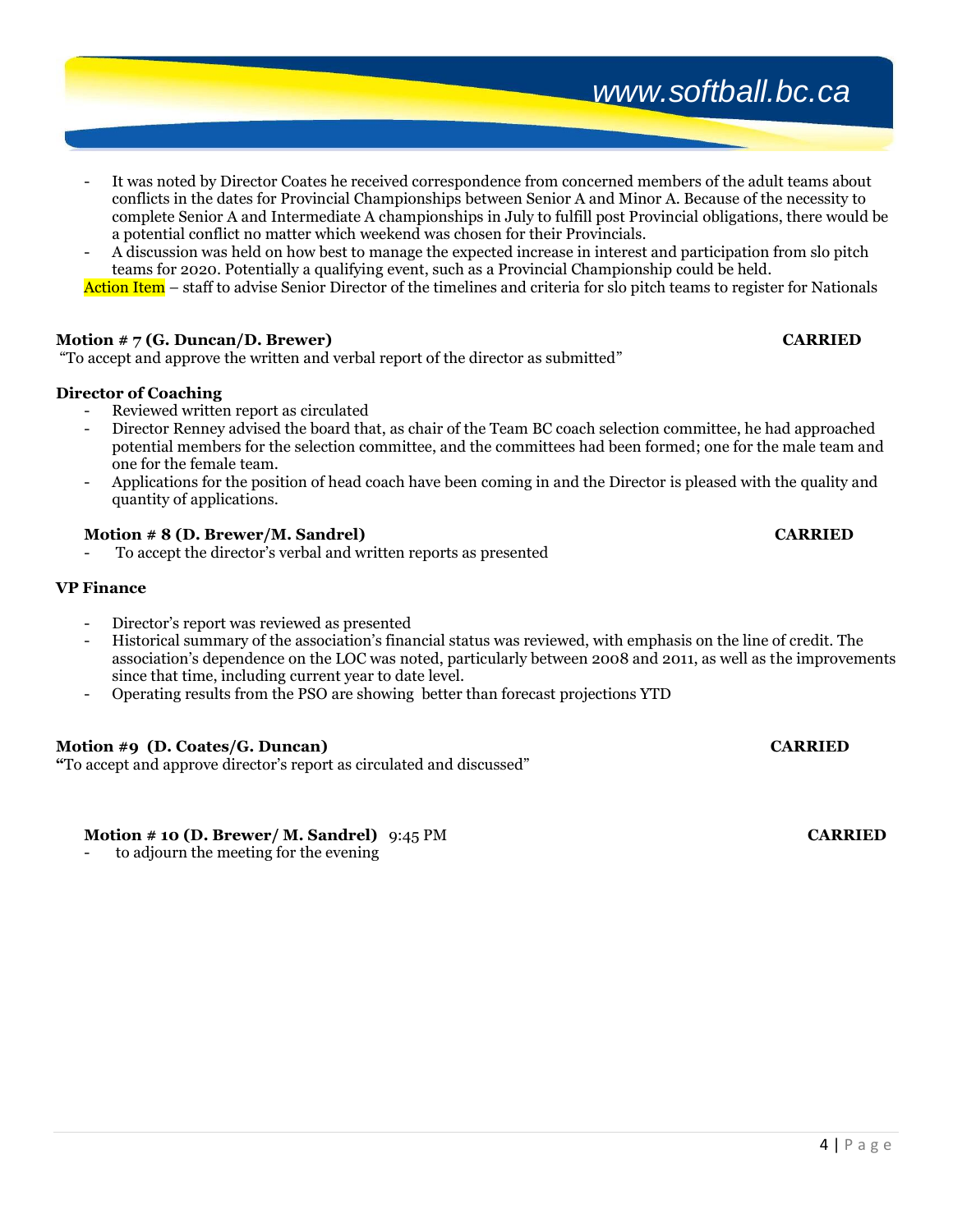- It was noted by Director Coates he received correspondence from concerned members of the adult teams about conflicts in the dates for Provincial Championships between Senior A and Minor A. Because of the necessity to complete Senior A and Intermediate A championships in July to fulfill post Provincial obligations, there would be a potential conflict no matter which weekend was chosen for their Provincials.
- A discussion was held on how best to manage the expected increase in interest and participation from slo pitch teams for 2020. Potentially a qualifying event, such as a Provincial Championship could be held.

Action Item – staff to advise Senior Director of the timelines and criteria for slo pitch teams to register for Nationals

**Motion # 7 (G. Duncan/D. Brewer)** **CARRIED**

"To accept and approve the written and verbal report of the director as submitted"

**Director of Coaching**

- Reviewed written report as circulated
- Director Renney advised the board that, as chair of the Team BC coach selection committee, he had approached potential members for the selection committee, and the committees had been formed; one for the male team and one for the female team.
- Applications for the position of head coach have been coming in and the Director is pleased with the quality and quantity of applications.

**Motion # 8 (D. Brewer/M. Sandrel)** **CARRIED**

- To accept the director's verbal and written reports as presented

**VP Finance**

- Director's report was reviewed as presented
- Historical summary of the association's financial status was reviewed, with emphasis on the line of credit. The association's dependence on the LOC was noted, particularly between 2008 and 2011, as well as the improvements since that time, including current year to date level.
- Operating results from the PSO are showing better than forecast projections YTD

**Motion #9 (D. Coates/G. Duncan)** **CARRIED**

**"**To accept and approve director's report as circulated and discussed"

**Motion # 10 (D. Brewer/ M. Sandrel)** 9:45 PM **CARRIED**

- to adjourn the meeting for the evening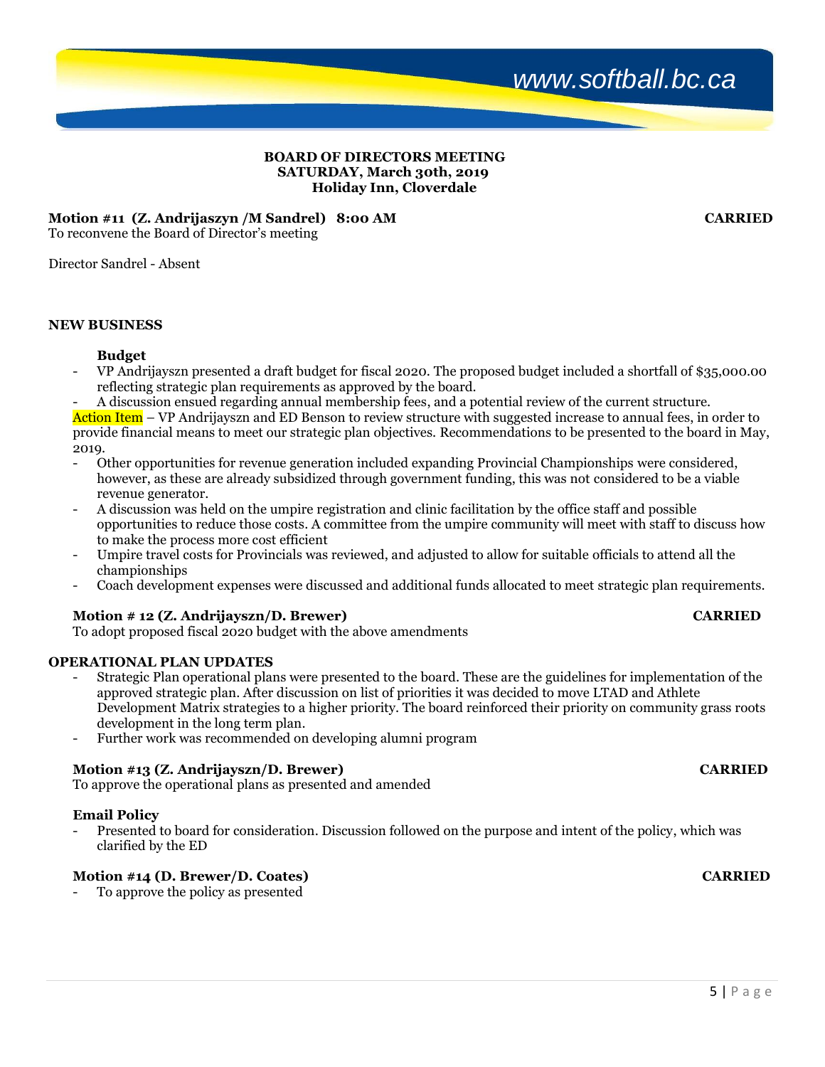**BOARD OF DIRECTORS MEETING**
**SATURDAY, March 30th, 2019**
**Holiday Inn, Cloverdale**

**Motion #11 (Z. Andrijaszyn /M Sandrel) 8:00 AM** **CARRIED**
To reconvene the Board of Director's meeting

Director Sandrel - Absent

**NEW BUSINESS**

**Budget**

- VP Andrijayszn presented a draft budget for fiscal 2020. The proposed budget included a shortfall of $35,000.00 reflecting strategic plan requirements as approved by the board.
- A discussion ensued regarding annual membership fees, and a potential review of the current structure.

Action Item – VP Andrijayszn and ED Benson to review structure with suggested increase to annual fees, in order to provide financial means to meet our strategic plan objectives. Recommendations to be presented to the board in May, 2019.

- Other opportunities for revenue generation included expanding Provincial Championships were considered, however, as these are already subsidized through government funding, this was not considered to be a viable revenue generator.
- A discussion was held on the umpire registration and clinic facilitation by the office staff and possible opportunities to reduce those costs. A committee from the umpire community will meet with staff to discuss how to make the process more cost efficient
- Umpire travel costs for Provincials was reviewed, and adjusted to allow for suitable officials to attend all the championships
- Coach development expenses were discussed and additional funds allocated to meet strategic plan requirements.

**Motion # 12 (Z. Andrijayszn/D. Brewer)** **CARRIED**
To adopt proposed fiscal 2020 budget with the above amendments

**OPERATIONAL PLAN UPDATES**

- Strategic Plan operational plans were presented to the board. These are the guidelines for implementation of the approved strategic plan. After discussion on list of priorities it was decided to move LTAD and Athlete Development Matrix strategies to a higher priority. The board reinforced their priority on community grass roots development in the long term plan.
- Further work was recommended on developing alumni program

**Motion #13 (Z. Andrijayszn/D. Brewer)** **CARRIED**
To approve the operational plans as presented and amended

**Email Policy**

- Presented to board for consideration. Discussion followed on the purpose and intent of the policy, which was clarified by the ED

**Motion #14 (D. Brewer/D. Coates)** **CARRIED**

- To approve the policy as presented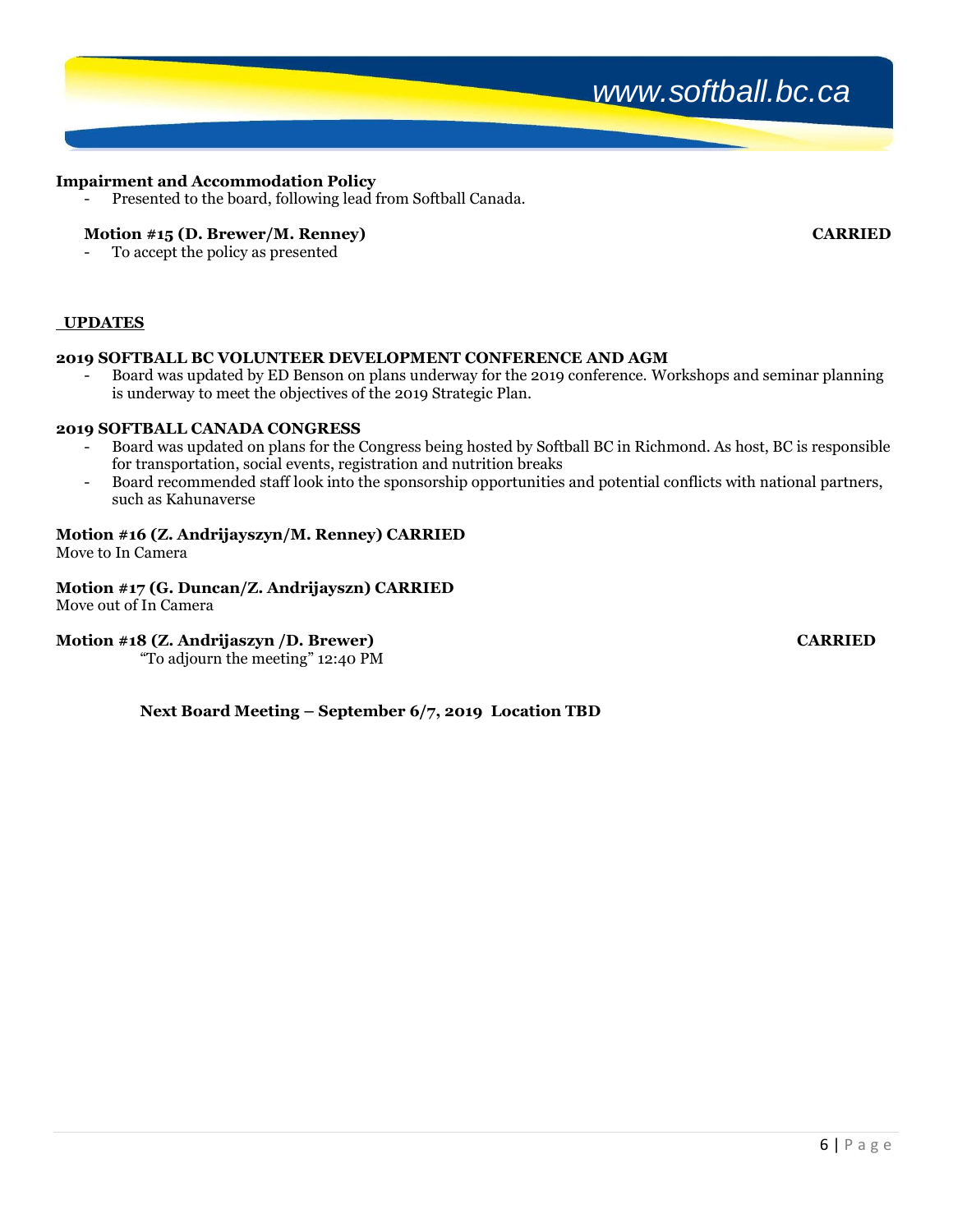**Impairment and Accommodation Policy**

- Presented to the board, following lead from Softball Canada.

**Motion #15 (D. Brewer/M. Renney)** **CARRIED**

- To accept the policy as presented

**UPDATES**

**2019 SOFTBALL BC VOLUNTEER DEVELOPMENT CONFERENCE AND AGM**

- Board was updated by ED Benson on plans underway for the 2019 conference. Workshops and seminar planning is underway to meet the objectives of the 2019 Strategic Plan.

**2019 SOFTBALL CANADA CONGRESS**

- Board was updated on plans for the Congress being hosted by Softball BC in Richmond. As host, BC is responsible for transportation, social events, registration and nutrition breaks
- Board recommended staff look into the sponsorship opportunities and potential conflicts with national partners, such as Kahunaverse

**Motion #16 (Z. Andrijayszyn/M. Renney) CARRIED**
Move to In Camera

**Motion #17 (G. Duncan/Z. Andrijayszn) CARRIED**
Move out of In Camera

**Motion #18 (Z. Andrijaszyn /D. Brewer)** **CARRIED**
"To adjourn the meeting" 12:40 PM

**Next Board Meeting – September 6/7, 2019 Location TBD**